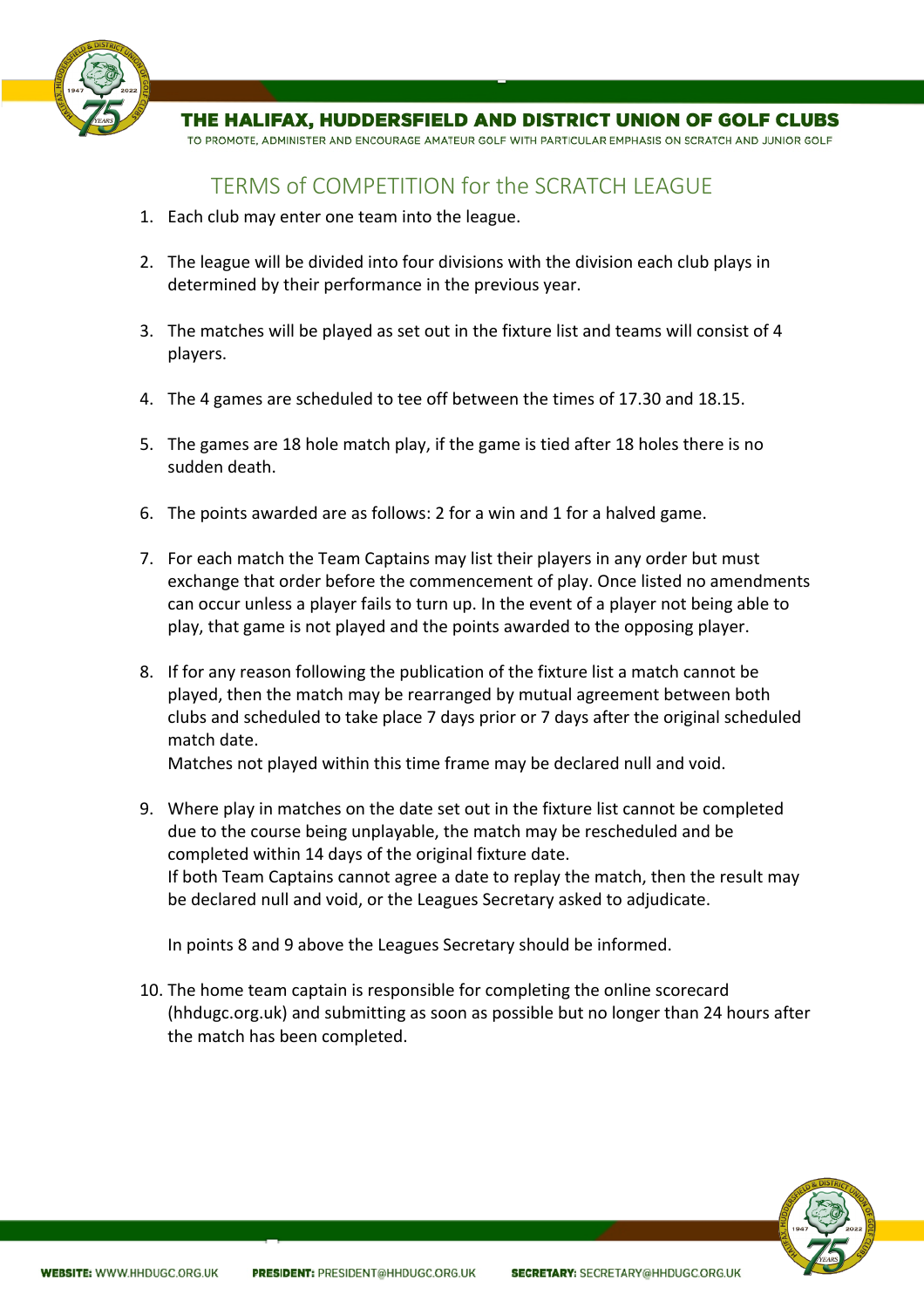# THE HALIFAX, HUDDERSFIELD AND DISTRICT UNION OF GOLF CLUBS

TO PROMOTE, ADMINISTER AND ENCOURAGE AMATEUR GOLF WITH PARTICULAR EMPHASIS ON SCRATCH AND JUNIOR GOLF

## TERMS of COMPETITION for the SCRATCH LEAGUE

1. Each club may enter one team into the league.

2. The league will be divided into four divisions with the division each club plays in determined by their performance in the previous year.

3. The matches will be played as set out in the fixture list and teams will consist of 4 players.

4. The 4 games are scheduled to tee off between the times of 17.30 and 18.15.

5. The games are 18 hole match play, if the game is tied after 18 holes there is no sudden death.

6. The points awarded are as follows: 2 for a win and 1 for a halved game.

7. For each match the Team Captains may list their players in any order but must exchange that order before the commencement of play. Once listed no amendments can occur unless a player fails to turn up. In the event of a player not being able to play, that game is not played and the points awarded to the opposing player.

8. If for any reason following the publication of the fixture list a match cannot be played, then the match may be rearranged by mutual agreement between both clubs and scheduled to take place 7 days prior or 7 days after the original scheduled match date.
   Matches not played within this time frame may be declared null and void.

9. Where play in matches on the date set out in the fixture list cannot be completed due to the course being unplayable, the match may be rescheduled and be completed within 14 days of the original fixture date.
   If both Team Captains cannot agree a date to replay the match, then the result may be declared null and void, or the Leagues Secretary asked to adjudicate.

   In points 8 and 9 above the Leagues Secretary should be informed.

10. The home team captain is responsible for completing the online scorecard (hhdugc.org.uk) and submitting as soon as possible but no longer than 24 hours after the match has been completed.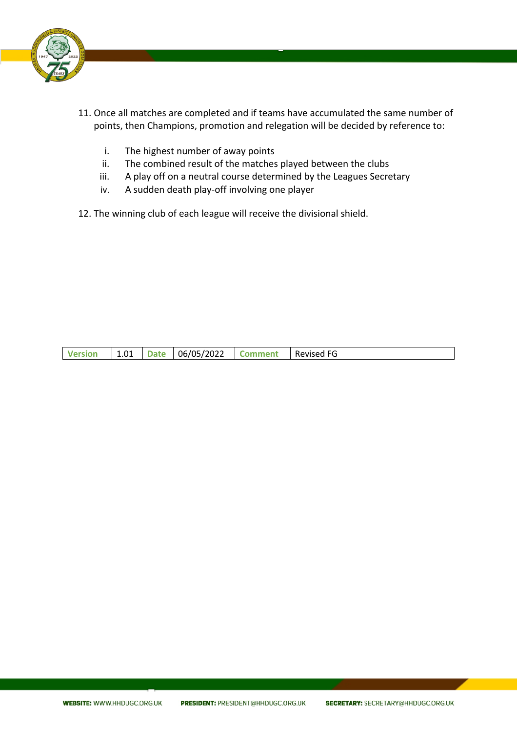11. Once all matches are completed and if teams have accumulated the same number of points, then Champions, promotion and relegation will be decided by reference to:

    i. The highest number of away points
    ii. The combined result of the matches played between the clubs
    iii. A play off on a neutral course determined by the Leagues Secretary
    iv. A sudden death play-off involving one player

12. The winning club of each league will receive the divisional shield.

| | | | | | |
|---|---|---|---|---|---|
| **Version** | 1.01 | **Date** | 06/05/2022 | **Comment** | Revised FG |